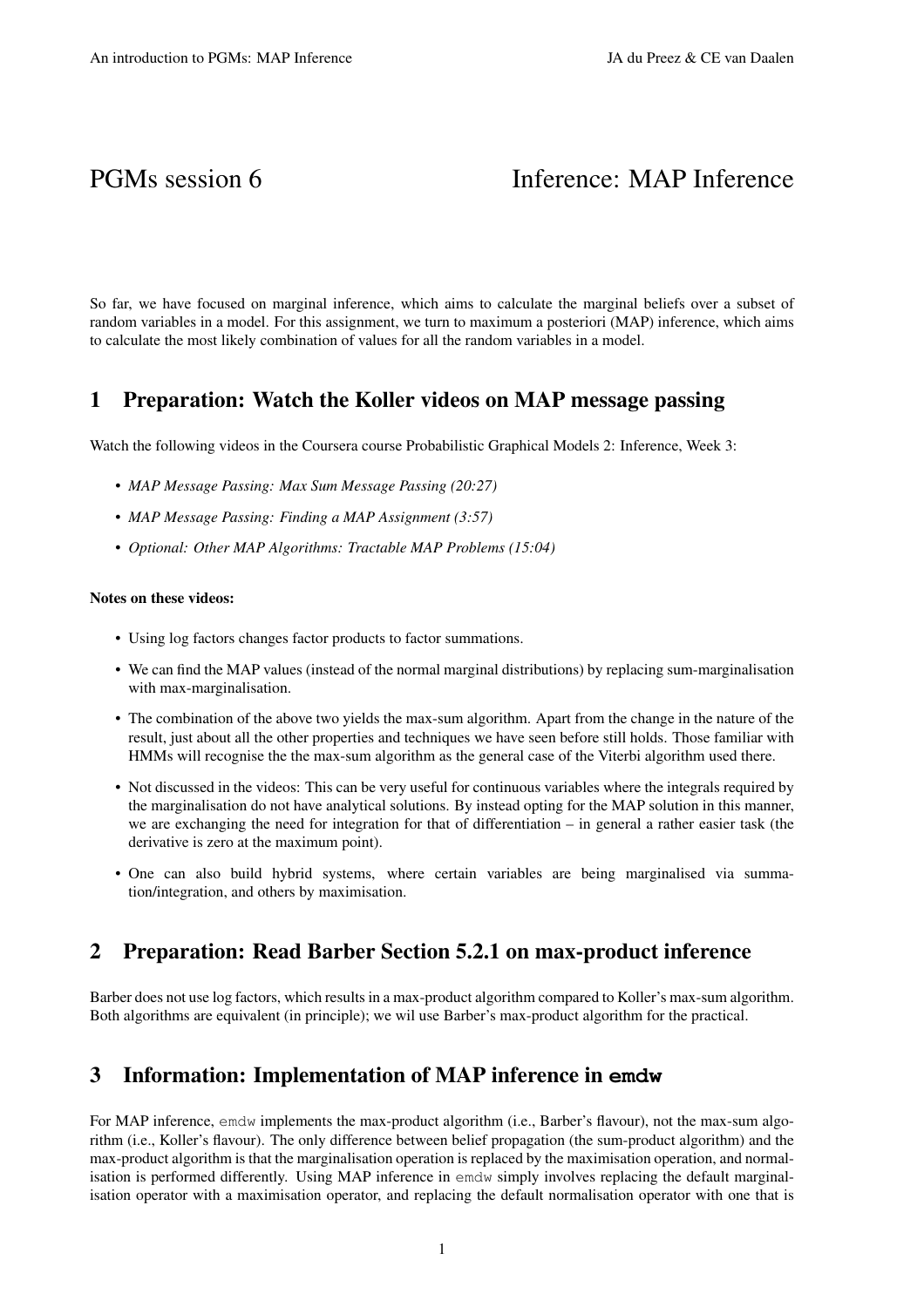# PGMs session 6 — Inference: MAP Inference

So far, we have focused on marginal inference, which aims to calculate the marginal beliefs over a subset of random variables in a model. For this assignment, we turn to maximum a posteriori (MAP) inference, which aims to calculate the most likely combination of values for all the random variables in a model.

## 1 Preparation: Watch the Koller videos on MAP message passing

Watch the following videos in the Coursera course Probabilistic Graphical Models 2: Inference, Week 3:

- *MAP Message Passing: Max Sum Message Passing (20:27)*
- *MAP Message Passing: Finding a MAP Assignment (3:57)*
- *Optional: Other MAP Algorithms: Tractable MAP Problems (15:04)*

**Notes on these videos:**

- Using log factors changes factor products to factor summations.
- We can find the MAP values (instead of the normal marginal distributions) by replacing sum-marginalisation with max-marginalisation.
- The combination of the above two yields the max-sum algorithm. Apart from the change in the nature of the result, just about all the other properties and techniques we have seen before still holds. Those familiar with HMMs will recognise the the max-sum algorithm as the general case of the Viterbi algorithm used there.
- Not discussed in the videos: This can be very useful for continuous variables where the integrals required by the marginalisation do not have analytical solutions. By instead opting for the MAP solution in this manner, we are exchanging the need for integration for that of differentiation – in general a rather easier task (the derivative is zero at the maximum point).
- One can also build hybrid systems, where certain variables are being marginalised via summation/integration, and others by maximisation.

## 2 Preparation: Read Barber Section 5.2.1 on max-product inference

Barber does not use log factors, which results in a max-product algorithm compared to Koller's max-sum algorithm. Both algorithms are equivalent (in principle); we wil use Barber's max-product algorithm for the practical.

## 3 Information: Implementation of MAP inference in `emdw`

For MAP inference, `emdw` implements the max-product algorithm (i.e., Barber's flavour), not the max-sum algorithm (i.e., Koller's flavour). The only difference between belief propagation (the sum-product algorithm) and the max-product algorithm is that the marginalisation operation is replaced by the maximisation operation, and normalisation is performed differently. Using MAP inference in `emdw` simply involves replacing the default marginalisation operator with a maximisation operator, and replacing the default normalisation operator with one that is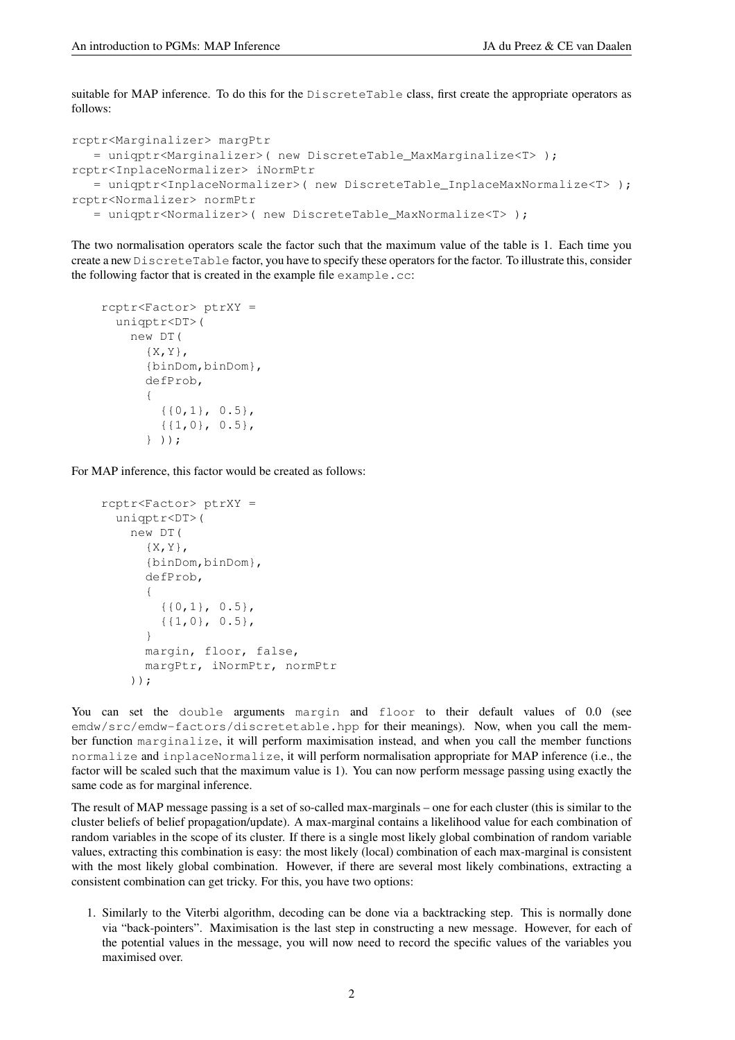suitable for MAP inference. To do this for the `DiscreteTable` class, first create the appropriate operators as follows:

```
rcptr<Marginalizer> margPtr
   = uniqptr<Marginalizer>( new DiscreteTable_MaxMarginalize<T> );
rcptr<InplaceNormalizer> iNormPtr
   = uniqptr<InplaceNormalizer>( new DiscreteTable_InplaceMaxNormalize<T> );
rcptr<Normalizer> normPtr
   = uniqptr<Normalizer>( new DiscreteTable_MaxNormalize<T> );
```

The two normalisation operators scale the factor such that the maximum value of the table is 1. Each time you create a new `DiscreteTable` factor, you have to specify these operators for the factor. To illustrate this, consider the following factor that is created in the example file `example.cc`:

```
rcptr<Factor> ptrXY =
  uniqptr<DT>(
    new DT(
      {X,Y},
      {binDom,binDom},
      defProb,
      {
        {{0,1}, 0.5},
        {{1,0}, 0.5},
      } ));
```

For MAP inference, this factor would be created as follows:

```
rcptr<Factor> ptrXY =
  uniqptr<DT>(
    new DT(
      {X,Y},
      {binDom,binDom},
      defProb,
      {
        {{0,1}, 0.5},
        {{1,0}, 0.5},
      }
      margin, floor, false,
      margPtr, iNormPtr, normPtr
    ));
```

You can set the `double` arguments `margin` and `floor` to their default values of 0.0 (see `emdw/src/emdw-factors/discretetable.hpp` for their meanings). Now, when you call the member function `marginalize`, it will perform maximisation instead, and when you call the member functions `normalize` and `inplaceNormalize`, it will perform normalisation appropriate for MAP inference (i.e., the factor will be scaled such that the maximum value is 1). You can now perform message passing using exactly the same code as for marginal inference.

The result of MAP message passing is a set of so-called max-marginals – one for each cluster (this is similar to the cluster beliefs of belief propagation/update). A max-marginal contains a likelihood value for each combination of random variables in the scope of its cluster. If there is a single most likely global combination of random variable values, extracting this combination is easy: the most likely (local) combination of each max-marginal is consistent with the most likely global combination. However, if there are several most likely combinations, extracting a consistent combination can get tricky. For this, you have two options:

1. Similarly to the Viterbi algorithm, decoding can be done via a backtracking step. This is normally done via "back-pointers". Maximisation is the last step in constructing a new message. However, for each of the potential values in the message, you will now need to record the specific values of the variables you maximised over.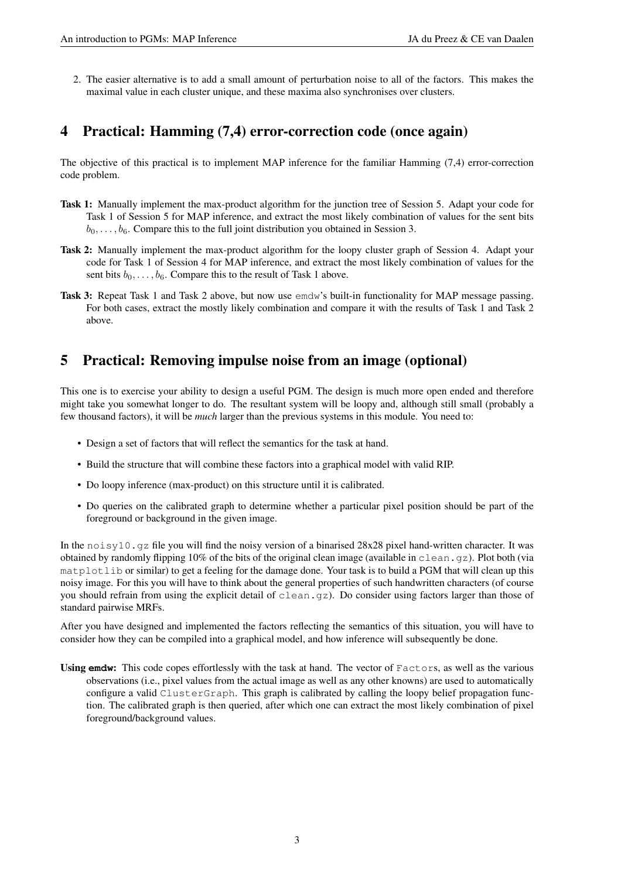2. The easier alternative is to add a small amount of perturbation noise to all of the factors. This makes the maximal value in each cluster unique, and these maxima also synchronises over clusters.

## 4 Practical: Hamming (7,4) error-correction code (once again)

The objective of this practical is to implement MAP inference for the familiar Hamming (7,4) error-correction code problem.

**Task 1:** Manually implement the max-product algorithm for the junction tree of Session 5. Adapt your code for Task 1 of Session 5 for MAP inference, and extract the most likely combination of values for the sent bits $b_0, \ldots, b_6$. Compare this to the full joint distribution you obtained in Session 3.

**Task 2:** Manually implement the max-product algorithm for the loopy cluster graph of Session 4. Adapt your code for Task 1 of Session 4 for MAP inference, and extract the most likely combination of values for the sent bits $b_0, \ldots, b_6$. Compare this to the result of Task 1 above.

**Task 3:** Repeat Task 1 and Task 2 above, but now use `emdw`'s built-in functionality for MAP message passing. For both cases, extract the mostly likely combination and compare it with the results of Task 1 and Task 2 above.

## 5 Practical: Removing impulse noise from an image (optional)

This one is to exercise your ability to design a useful PGM. The design is much more open ended and therefore might take you somewhat longer to do. The resultant system will be loopy and, although still small (probably a few thousand factors), it will be *much* larger than the previous systems in this module. You need to:

- Design a set of factors that will reflect the semantics for the task at hand.
- Build the structure that will combine these factors into a graphical model with valid RIP.
- Do loopy inference (max-product) on this structure until it is calibrated.
- Do queries on the calibrated graph to determine whether a particular pixel position should be part of the foreground or background in the given image.

In the `noisy10.gz` file you will find the noisy version of a binarised 28x28 pixel hand-written character. It was obtained by randomly flipping 10% of the bits of the original clean image (available in `clean.gz`). Plot both (via `matplotlib` or similar) to get a feeling for the damage done. Your task is to build a PGM that will clean up this noisy image. For this you will have to think about the general properties of such handwritten characters (of course you should refrain from using the explicit detail of `clean.gz`). Do consider using factors larger than those of standard pairwise MRFs.

After you have designed and implemented the factors reflecting the semantics of this situation, you will have to consider how they can be compiled into a graphical model, and how inference will subsequently be done.

**Using `emdw`:** This code copes effortlessly with the task at hand. The vector of `Factor`s, as well as the various observations (i.e., pixel values from the actual image as well as any other knowns) are used to automatically configure a valid `ClusterGraph`. This graph is calibrated by calling the loopy belief propagation function. The calibrated graph is then queried, after which one can extract the most likely combination of pixel foreground/background values.